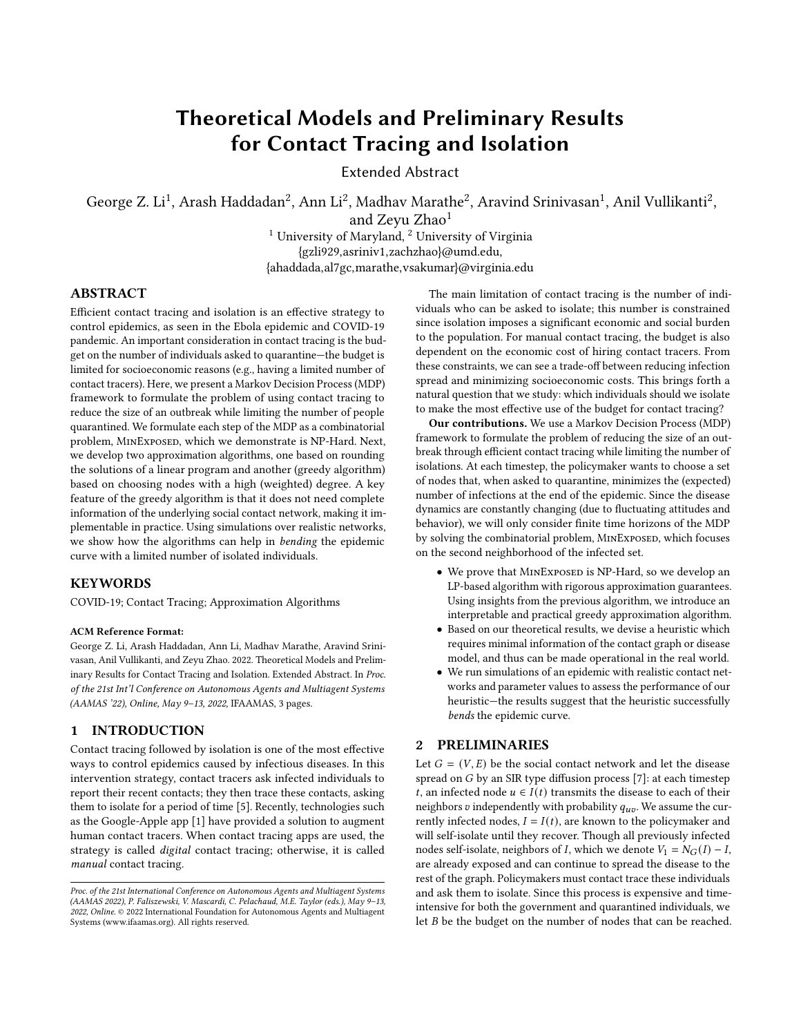# Theoretical Models and Preliminary Results for Contact Tracing and Isolation

Extended Abstract

George Z. Li[1], Arash Haddadan[2], Ann Li[2], Madhav Marathe[2], Aravind Srinivasan[1], Anil Vullikanti[2], and Zeyu Zhao[1]

[1] University of Maryland, [2] University of Virginia

{gzli929,asriniv1,zachzhao}@umd.edu,
{ahaddada,al7gc,marathe,vsakumar}@virginia.edu

## ABSTRACT

Efficient contact tracing and isolation is an effective strategy to control epidemics, as seen in the Ebola epidemic and COVID-19 pandemic. An important consideration in contact tracing is the budget on the number of individuals asked to quarantine—the budget is limited for socioeconomic reasons (e.g., having a limited number of contact tracers). Here, we present a Markov Decision Process (MDP) framework to formulate the problem of using contact tracing to reduce the size of an outbreak while limiting the number of people quarantined. We formulate each step of the MDP as a combinatorial problem, MinExposed, which we demonstrate is NP-Hard. Next, we develop two approximation algorithms, one based on rounding the solutions of a linear program and another (greedy algorithm) based on choosing nodes with a high (weighted) degree. A key feature of the greedy algorithm is that it does not need complete information of the underlying social contact network, making it implementable in practice. Using simulations over realistic networks, we show how the algorithms can help in *bending* the epidemic curve with a limited number of isolated individuals.

## KEYWORDS

COVID-19; Contact Tracing; Approximation Algorithms

**ACM Reference Format:**

George Z. Li, Arash Haddadan, Ann Li, Madhav Marathe, Aravind Srinivasan, Anil Vullikanti, and Zeyu Zhao. 2022. Theoretical Models and Preliminary Results for Contact Tracing and Isolation. Extended Abstract. In *Proc. of the 21st Int'l Conference on Autonomous Agents and Multiagent Systems (AAMAS '22), Online, May 9–13, 2022*, IFAAMAS, 3 pages.

## 1 INTRODUCTION

Contact tracing followed by isolation is one of the most effective ways to control epidemics caused by infectious diseases. In this intervention strategy, contact tracers ask infected individuals to report their recent contacts; they then trace these contacts, asking them to isolate for a period of time [5]. Recently, technologies such as the Google-Apple app [1] have provided a solution to augment human contact tracers. When contact tracing apps are used, the strategy is called *digital* contact tracing; otherwise, it is called *manual* contact tracing.

Proc. of the 21st International Conference on Autonomous Agents and Multiagent Systems (AAMAS 2022), P. Faliszewski, V. Mascardi, C. Pelachaud, M.E. Taylor (eds.), May 9–13, 2022, Online. © 2022 International Foundation for Autonomous Agents and Multiagent Systems (www.ifaamas.org). All rights reserved.

The main limitation of contact tracing is the number of individuals who can be asked to isolate; this number is constrained since isolation imposes a significant economic and social burden to the population. For manual contact tracing, the budget is also dependent on the economic cost of hiring contact tracers. From these constraints, we can see a trade-off between reducing infection spread and minimizing socioeconomic costs. This brings forth a natural question that we study: which individuals should we isolate to make the most effective use of the budget for contact tracing?

**Our contributions.** We use a Markov Decision Process (MDP) framework to formulate the problem of reducing the size of an outbreak through efficient contact tracing while limiting the number of isolations. At each timestep, the policymaker wants to choose a set of nodes that, when asked to quarantine, minimizes the (expected) number of infections at the end of the epidemic. Since the disease dynamics are constantly changing (due to fluctuating attitudes and behavior), we will only consider finite time horizons of the MDP by solving the combinatorial problem, MinExposed, which focuses on the second neighborhood of the infected set.

- We prove that MinExposed is NP-Hard, so we develop an LP-based algorithm with rigorous approximation guarantees. Using insights from the previous algorithm, we introduce an interpretable and practical greedy approximation algorithm.
- Based on our theoretical results, we devise a heuristic which requires minimal information of the contact graph or disease model, and thus can be made operational in the real world.
- We run simulations of an epidemic with realistic contact networks and parameter values to assess the performance of our heuristic—the results suggest that the heuristic successfully *bends* the epidemic curve.

## 2 PRELIMINARIES

Let $G = (V, E)$ be the social contact network and let the disease spread on $G$ by an SIR type diffusion process [7]: at each timestep $t$, an infected node $u \in I(t)$ transmits the disease to each of their neighbors $v$ independently with probability $q_{uv}$. We assume the currently infected nodes, $I = I(t)$, are known to the policymaker and will self-isolate until they recover. Though all previously infected nodes self-isolate, neighbors of $I$, which we denote $V_1 = N_G(I) - I$, are already exposed and can continue to spread the disease to the rest of the graph. Policymakers must contact trace these individuals and ask them to isolate. Since this process is expensive and time-intensive for both the government and quarantined individuals, we let $B$ be the budget on the number of nodes that can be reached.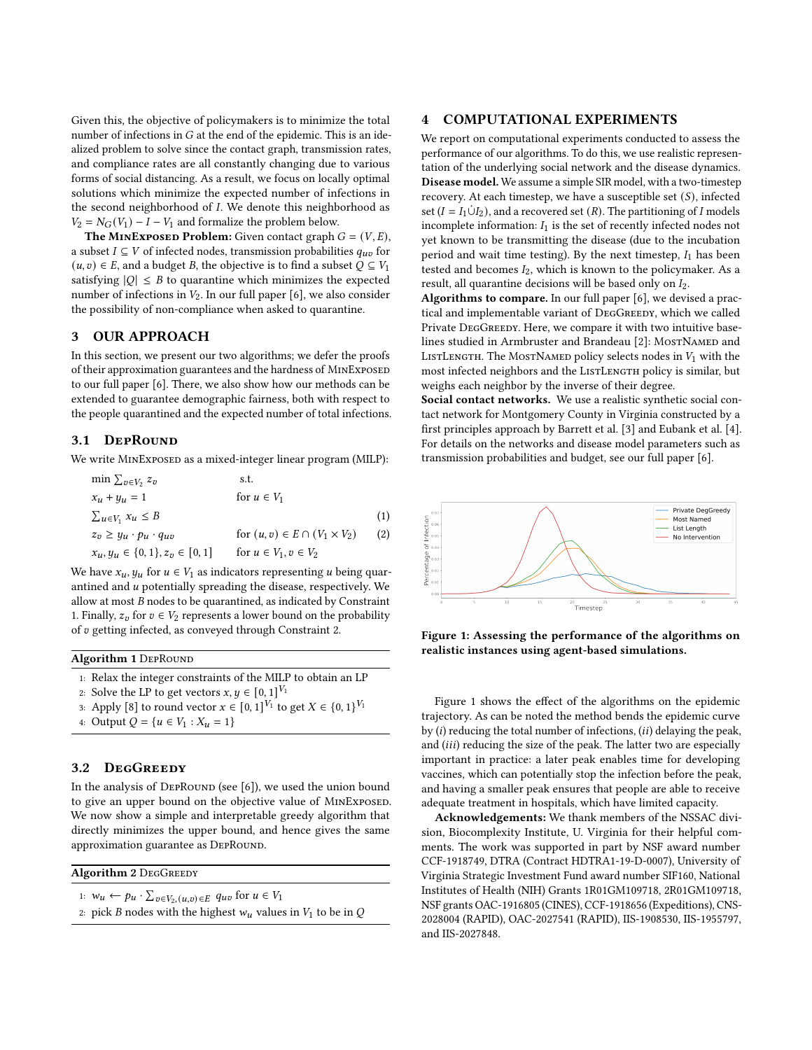Given this, the objective of policymakers is to minimize the total number of infections in $G$ at the end of the epidemic. This is an idealized problem to solve since the contact graph, transmission rates, and compliance rates are all constantly changing due to various forms of social distancing. As a result, we focus on locally optimal solutions which minimize the expected number of infections in the second neighborhood of $I$. We denote this neighborhood as $V_2 = N_G(V_1) - I - V_1$ and formalize the problem below.

**The MinExposed Problem:** Given contact graph $G = (V, E)$, a subset $I \subseteq V$ of infected nodes, transmission probabilities $q_{uv}$ for $(u, v) \in E$, and a budget $B$, the objective is to find a subset $Q \subseteq V_1$ satisfying $|Q| \leq B$ to quarantine which minimizes the expected number of infections in $V_2$. In our full paper [6], we also consider the possibility of non-compliance when asked to quarantine.

## 3 OUR APPROACH

In this section, we present our two algorithms; we defer the proofs of their approximation guarantees and the hardness of MinExposed to our full paper [6]. There, we also show how our methods can be extended to guarantee demographic fairness, both with respect to the people quarantined and the expected number of total infections.

### 3.1 DepRound

We write MinExposed as a mixed-integer linear program (MILP):

$$
\begin{aligned}
&\min \textstyle\sum_{v \in V_2} z_v && \text{s.t.} \\
&x_u + y_u = 1 && \text{for } u \in V_1 \\
&\textstyle\sum_{u \in V_1} x_u \leq B && && (1) \\
&z_v \geq y_u \cdot p_u \cdot q_{uv} && \text{for } (u, v) \in E \cap (V_1 \times V_2) && (2) \\
&x_u, y_u \in \{0, 1\}, z_v \in [0, 1] && \text{for } u \in V_1, v \in V_2
\end{aligned}
$$

We have $x_u, y_u$ for $u \in V_1$ as indicators representing $u$ being quarantined and $u$ potentially spreading the disease, respectively. We allow at most $B$ nodes to be quarantined, as indicated by Constraint 1. Finally, $z_v$ for $v \in V_2$ represents a lower bound on the probability of $v$ getting infected, as conveyed through Constraint 2.

**Algorithm 1** DepRound

1: Relax the integer constraints of the MILP to obtain an LP
2: Solve the LP to get vectors $x, y \in [0, 1]^{V_1}$
3: Apply [8] to round vector $x \in [0, 1]^{V_1}$ to get $X \in \{0, 1\}^{V_1}$
4: Output $Q = \{u \in V_1 : X_u = 1\}$

### 3.2 DegGreedy

In the analysis of DepRound (see [6]), we used the union bound to give an upper bound on the objective value of MinExposed. We now show a simple and interpretable greedy algorithm that directly minimizes the upper bound, and hence gives the same approximation guarantee as DepRound.

**Algorithm 2** DegGreedy

1: $w_u \leftarrow p_u \cdot \sum_{v \in V_2, (u,v) \in E} q_{uv}$ for $u \in V_1$
2: pick $B$ nodes with the highest $w_u$ values in $V_1$ to be in $Q$

## 4 COMPUTATIONAL EXPERIMENTS

We report on computational experiments conducted to assess the performance of our algorithms. To do this, we use realistic representation of the underlying social network and the disease dynamics.
**Disease model.** We assume a simple SIR model, with a two-timestep recovery. At each timestep, we have a susceptible set ($S$), infected set ($I = I_1 \dot{\cup} I_2$), and a recovered set ($R$). The partitioning of $I$ models incomplete information: $I_1$ is the set of recently infected nodes not yet known to be transmitting the disease (due to the incubation period and wait time testing). By the next timestep, $I_1$ has been tested and becomes $I_2$, which is known to the policymaker. As a result, all quarantine decisions will be based only on $I_2$.
**Algorithms to compare.** In our full paper [6], we devised a practical and implementable variant of DegGreedy, which we called Private DegGreedy. Here, we compare it with two intuitive baselines studied in Armbruster and Brandeau [2]: MostNamed and ListLength. The MostNamed policy selects nodes in $V_1$ with the most infected neighbors and the ListLength policy is similar, but weighs each neighbor by the inverse of their degree.
**Social contact networks.** We use a realistic synthetic social contact network for Montgomery County in Virginia constructed by a first principles approach by Barrett et al. [3] and Eubank et al. [4]. For details on the networks and disease model parameters such as transmission probabilities and budget, see our full paper [6].

**Figure 1: Assessing the performance of the algorithms on realistic instances using agent-based simulations.**

Figure 1 shows the effect of the algorithms on the epidemic trajectory. As can be noted the method bends the epidemic curve by (*i*) reducing the total number of infections, (*ii*) delaying the peak, and (*iii*) reducing the size of the peak. The latter two are especially important in practice: a later peak enables time for developing vaccines, which can potentially stop the infection before the peak, and having a smaller peak ensures that people are able to receive adequate treatment in hospitals, which have limited capacity.

**Acknowledgements:** We thank members of the NSSAC division, Biocomplexity Institute, U. Virginia for their helpful comments. The work was supported in part by NSF award number CCF-1918749, DTRA (Contract HDTRA1-19-D-0007), University of Virginia Strategic Investment Fund award number SIF160, National Institutes of Health (NIH) Grants 1R01GM109718, 2R01GM109718, NSF grants OAC-1916805 (CINES), CCF-1918656 (Expeditions), CNS-2028004 (RAPID), OAC-2027541 (RAPID), IIS-1908530, IIS-1955797, and IIS-2027848.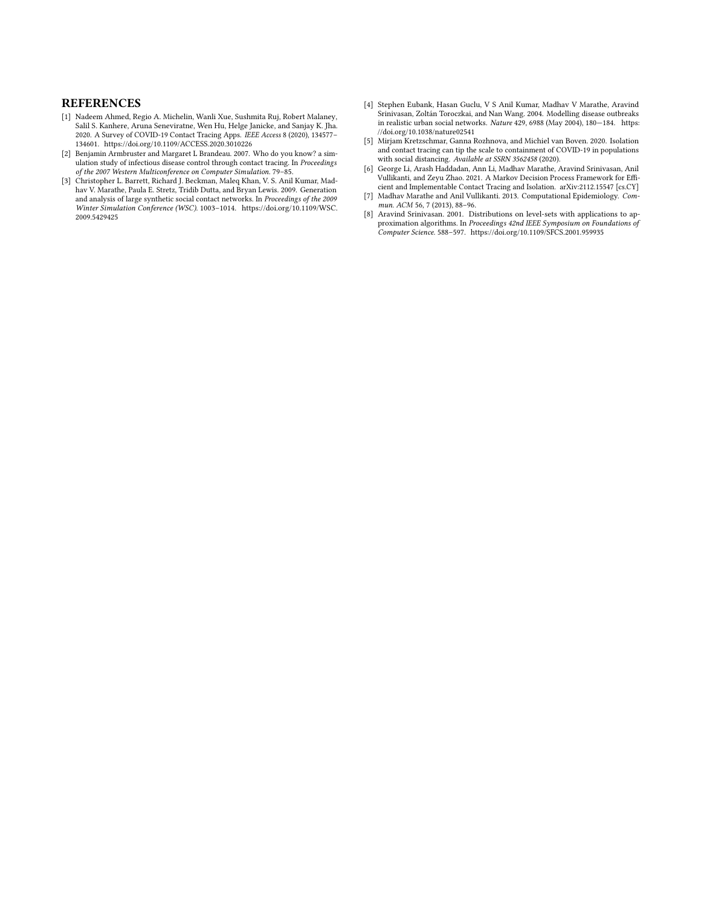## REFERENCES

[1] Nadeem Ahmed, Regio A. Michelin, Wanli Xue, Sushmita Ruj, Robert Malaney, Salil S. Kanhere, Aruna Seneviratne, Wen Hu, Helge Janicke, and Sanjay K. Jha. 2020. A Survey of COVID-19 Contact Tracing Apps. *IEEE Access* 8 (2020), 134577–134601. https://doi.org/10.1109/ACCESS.2020.3010226

[2] Benjamin Armbruster and Margaret L Brandeau. 2007. Who do you know? a simulation study of infectious disease control through contact tracing. In *Proceedings of the 2007 Western Multiconference on Computer Simulation*. 79–85.

[3] Christopher L. Barrett, Richard J. Beckman, Maleq Khan, V. S. Anil Kumar, Madhav V. Marathe, Paula E. Stretz, Tridib Dutta, and Bryan Lewis. 2009. Generation and analysis of large synthetic social contact networks. In *Proceedings of the 2009 Winter Simulation Conference (WSC)*. 1003–1014. https://doi.org/10.1109/WSC.2009.5429425

[4] Stephen Eubank, Hasan Guclu, V S Anil Kumar, Madhav V Marathe, Aravind Srinivasan, Zoltán Toroczkai, and Nan Wang. 2004. Modelling disease outbreaks in realistic urban social networks. *Nature* 429, 6988 (May 2004), 180—184. https://doi.org/10.1038/nature02541

[5] Mirjam Kretzschmar, Ganna Rozhnova, and Michiel van Boven. 2020. Isolation and contact tracing can tip the scale to containment of COVID-19 in populations with social distancing. *Available at SSRN 3562458* (2020).

[6] George Li, Arash Haddadan, Ann Li, Madhav Marathe, Aravind Srinivasan, Anil Vullikanti, and Zeyu Zhao. 2021. A Markov Decision Process Framework for Efficient and Implementable Contact Tracing and Isolation. arXiv:2112.15547 [cs.CY]

[7] Madhav Marathe and Anil Vullikanti. 2013. Computational Epidemiology. *Commun. ACM* 56, 7 (2013), 88–96.

[8] Aravind Srinivasan. 2001. Distributions on level-sets with applications to approximation algorithms. In *Proceedings 42nd IEEE Symposium on Foundations of Computer Science*. 588–597. https://doi.org/10.1109/SFCS.2001.959935